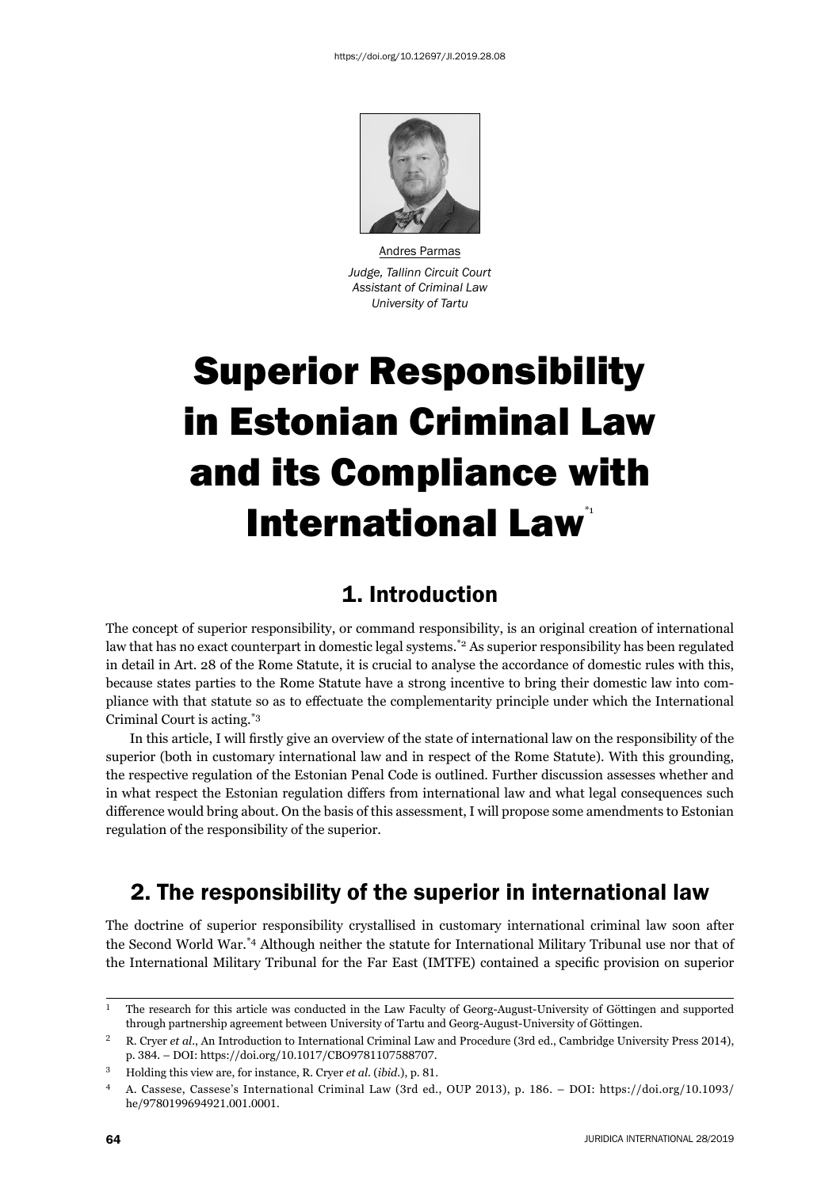https://doi.org/10.12697/JI.2019.28.08

Andres Parmas

*Judge, Tallinn Circuit Court*
*Assistant of Criminal Law*
*University of Tartu*

# Superior Responsibility in Estonian Criminal Law and its Compliance with International Law[*1]

## 1. Introduction

The concept of superior responsibility, or command responsibility, is an original creation of international law that has no exact counterpart in domestic legal systems.[*2] As superior responsibility has been regulated in detail in Art. 28 of the Rome Statute, it is crucial to analyse the accordance of domestic rules with this, because states parties to the Rome Statute have a strong incentive to bring their domestic law into compliance with that statute so as to effectuate the complementarity principle under which the International Criminal Court is acting.[*3]

In this article, I will firstly give an overview of the state of international law on the responsibility of the superior (both in customary international law and in respect of the Rome Statute). With this grounding, the respective regulation of the Estonian Penal Code is outlined. Further discussion assesses whether and in what respect the Estonian regulation differs from international law and what legal consequences such difference would bring about. On the basis of this assessment, I will propose some amendments to Estonian regulation of the responsibility of the superior.

## 2. The responsibility of the superior in international law

The doctrine of superior responsibility crystallised in customary international criminal law soon after the Second World War.[*4] Although neither the statute for International Military Tribunal use nor that of the International Military Tribunal for the Far East (IMTFE) contained a specific provision on superior

---

1 The research for this article was conducted in the Law Faculty of Georg-August-University of Göttingen and supported through partnership agreement between University of Tartu and Georg-August-University of Göttingen.

2 R. Cryer *et al*., An Introduction to International Criminal Law and Procedure (3rd ed., Cambridge University Press 2014), p. 384. – DOI: https://doi.org/10.1017/CBO9781107588707.

3 Holding this view are, for instance, R. Cryer *et al.* (*ibid.*), p. 81.

4 A. Cassese, Cassese's International Criminal Law (3rd ed., OUP 2013), p. 186. – DOI: https://doi.org/10.1093/he/9780199694921.001.0001.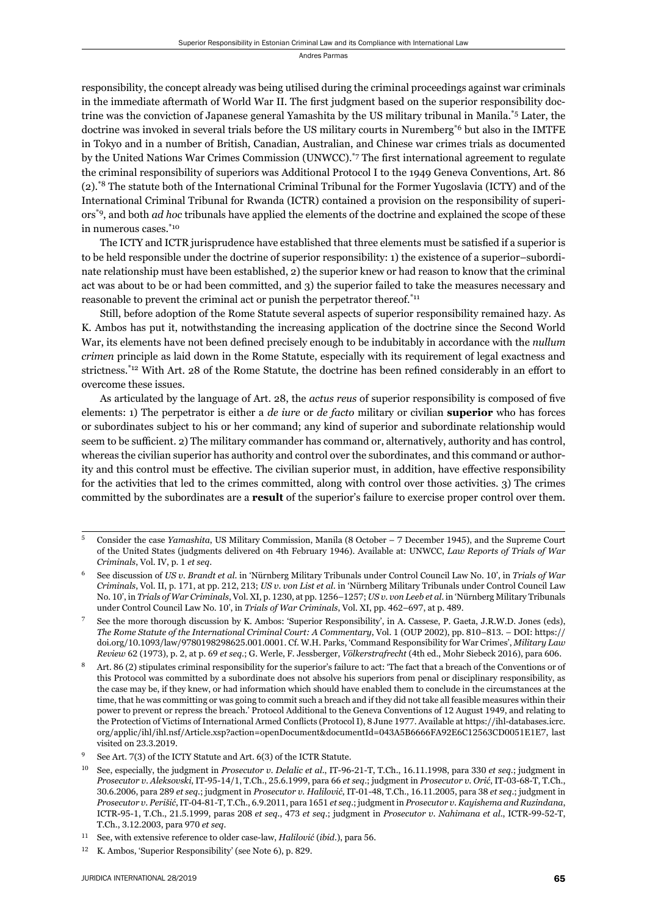responsibility, the concept already was being utilised during the criminal proceedings against war criminals in the immediate aftermath of World War II. The first judgment based on the superior responsibility doctrine was the conviction of Japanese general Yamashita by the US military tribunal in Manila.[*5] Later, the doctrine was invoked in several trials before the US military courts in Nuremberg[*6] but also in the IMTFE in Tokyo and in a number of British, Canadian, Australian, and Chinese war crimes trials as documented by the United Nations War Crimes Commission (UNWCC).[*7] The first international agreement to regulate the criminal responsibility of superiors was Additional Protocol I to the 1949 Geneva Conventions, Art. 86 (2).[*8] The statute both of the International Criminal Tribunal for the Former Yugoslavia (ICTY) and of the International Criminal Tribunal for Rwanda (ICTR) contained a provision on the responsibility of superiors[*9], and both *ad hoc* tribunals have applied the elements of the doctrine and explained the scope of these in numerous cases.[*10]

The ICTY and ICTR jurisprudence have established that three elements must be satisfied if a superior is to be held responsible under the doctrine of superior responsibility: 1) the existence of a superior–subordinate relationship must have been established, 2) the superior knew or had reason to know that the criminal act was about to be or had been committed, and 3) the superior failed to take the measures necessary and reasonable to prevent the criminal act or punish the perpetrator thereof.[*11]

Still, before adoption of the Rome Statute several aspects of superior responsibility remained hazy. As K. Ambos has put it, notwithstanding the increasing application of the doctrine since the Second World War, its elements have not been defined precisely enough to be indubitably in accordance with the *nullum crimen* principle as laid down in the Rome Statute, especially with its requirement of legal exactness and strictness.[*12] With Art. 28 of the Rome Statute, the doctrine has been refined considerably in an effort to overcome these issues.

As articulated by the language of Art. 28, the *actus reus* of superior responsibility is composed of five elements: 1) The perpetrator is either a *de iure* or *de facto* military or civilian **superior** who has forces or subordinates subject to his or her command; any kind of superior and subordinate relationship would seem to be sufficient. 2) The military commander has command or, alternatively, authority and has control, whereas the civilian superior has authority and control over the subordinates, and this command or authority and this control must be effective. The civilian superior must, in addition, have effective responsibility for the activities that led to the crimes committed, along with control over those activities. 3) The crimes committed by the subordinates are a **result** of the superior's failure to exercise proper control over them.

---

5 Consider the case *Yamashita*, US Military Commission, Manila (8 October – 7 December 1945), and the Supreme Court of the United States (judgments delivered on 4th February 1946). Available at: UNWCC, *Law Reports of Trials of War Criminals*, Vol. IV, p. 1 *et seq*.

6 See discussion of *US v. Brandt et al.* in 'Nürnberg Military Tribunals under Control Council Law No. 10', in *Trials of War Criminals*, Vol. II, p. 171, at pp. 212, 213; *US v. von List et al.* in 'Nürnberg Military Tribunals under Control Council Law No. 10', in *Trials of War Criminals*, Vol. XI, p. 1230, at pp. 1256–1257; *US v. von Leeb et al.* in 'Nürnberg Military Tribunals under Control Council Law No. 10', in *Trials of War Criminals*, Vol. XI, pp. 462–697, at p. 489.

7 See the more thorough discussion by K. Ambos: 'Superior Responsibility', in A. Cassese, P. Gaeta, J.R.W.D. Jones (eds), *The Rome Statute of the International Criminal Court: A Commentary*, Vol. 1 (OUP 2002), pp. 810–813. – DOI: https://doi.org/10.1093/law/9780198298625.001.0001. Cf. W.H. Parks, 'Command Responsibility for War Crimes', *Military Law Review* 62 (1973), p. 2, at p. 69 *et seq.*; G. Werle, F. Jessberger, *Völkerstrafrecht* (4th ed., Mohr Siebeck 2016), para 606.

8 Art. 86 (2) stipulates criminal responsibility for the superior's failure to act: 'The fact that a breach of the Conventions or of this Protocol was committed by a subordinate does not absolve his superiors from penal or disciplinary responsibility, as the case may be, if they knew, or had information which should have enabled them to conclude in the circumstances at the time, that he was committing or was going to commit such a breach and if they did not take all feasible measures within their power to prevent or repress the breach.' Protocol Additional to the Geneva Conventions of 12 August 1949, and relating to the Protection of Victims of International Armed Conflicts (Protocol I), 8 June 1977. Available at https://ihl-databases.icrc.org/applic/ihl/ihl.nsf/Article.xsp?action=openDocument&documentId=043A5B6666FA92E6C12563CD0051E1E7, last visited on 23.3.2019.

9 See Art. 7(3) of the ICTY Statute and Art. 6(3) of the ICTR Statute.

10 See, especially, the judgment in *Prosecutor v. Delalic et al.*, IT-96-21-T, T.Ch., 16.11.1998, para 330 *et seq.*; judgment in *Prosecutor v. Aleksovski*, IT-95-14/1, T.Ch., 25.6.1999, para 66 *et seq.*; judgment in *Prosecutor v. Orić*, IT-03-68-T, T.Ch., 30.6.2006, para 289 *et seq.*; judgment in *Prosecutor v. Halilović*, IT-01-48, T.Ch., 16.11.2005, para 38 *et seq.*; judgment in *Prosecutor v. Perišić*, IT-04-81-T, T.Ch., 6.9.2011, para 1651 *et seq.*; judgment in *Prosecutor v. Kayishema and Ruzindana*, ICTR-95-1, T.Ch., 21.5.1999, paras 208 *et seq.*, 473 *et seq.*; judgment in *Prosecutor v. Nahimana et al.*, ICTR-99-52-T, T.Ch., 3.12.2003, para 970 *et seq.*

11 See, with extensive reference to older case-law, *Halilović* (*ibid.*), para 56.

12 K. Ambos, 'Superior Responsibility' (see Note 6), p. 829.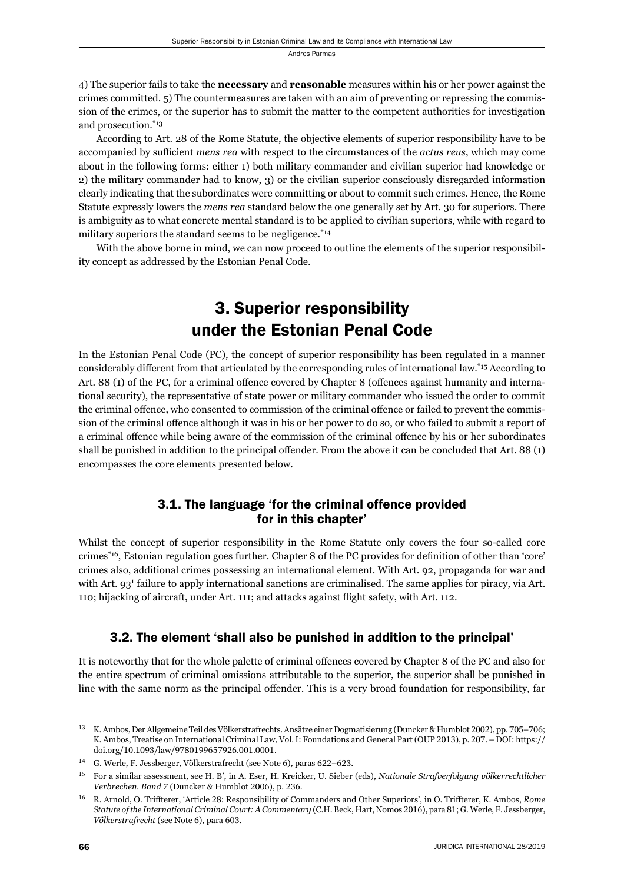4) The superior fails to take the **necessary** and **reasonable** measures within his or her power against the crimes committed. 5) The countermeasures are taken with an aim of preventing or repressing the commission of the crimes, or the superior has to submit the matter to the competent authorities for investigation and prosecution.[*13]

According to Art. 28 of the Rome Statute, the objective elements of superior responsibility have to be accompanied by sufficient *mens rea* with respect to the circumstances of the *actus reus*, which may come about in the following forms: either 1) both military commander and civilian superior had knowledge or 2) the military commander had to know, 3) or the civilian superior consciously disregarded information clearly indicating that the subordinates were committing or about to commit such crimes. Hence, the Rome Statute expressly lowers the *mens rea* standard below the one generally set by Art. 30 for superiors. There is ambiguity as to what concrete mental standard is to be applied to civilian superiors, while with regard to military superiors the standard seems to be negligence.[*14]

With the above borne in mind, we can now proceed to outline the elements of the superior responsibility concept as addressed by the Estonian Penal Code.

## 3. Superior responsibility under the Estonian Penal Code

In the Estonian Penal Code (PC), the concept of superior responsibility has been regulated in a manner considerably different from that articulated by the corresponding rules of international law.[*15] According to Art. 88 (1) of the PC, for a criminal offence covered by Chapter 8 (offences against humanity and international security), the representative of state power or military commander who issued the order to commit the criminal offence, who consented to commission of the criminal offence or failed to prevent the commission of the criminal offence although it was in his or her power to do so, or who failed to submit a report of a criminal offence while being aware of the commission of the criminal offence by his or her subordinates shall be punished in addition to the principal offender. From the above it can be concluded that Art. 88 (1) encompasses the core elements presented below.

### 3.1. The language 'for the criminal offence provided for in this chapter'

Whilst the concept of superior responsibility in the Rome Statute only covers the four so-called core crimes[*16], Estonian regulation goes further. Chapter 8 of the PC provides for definition of other than 'core' crimes also, additional crimes possessing an international element. With Art. 92, propaganda for war and with Art. 93[1] failure to apply international sanctions are criminalised. The same applies for piracy, via Art. 110; hijacking of aircraft, under Art. 111; and attacks against flight safety, with Art. 112.

### 3.2. The element 'shall also be punished in addition to the principal'

It is noteworthy that for the whole palette of criminal offences covered by Chapter 8 of the PC and also for the entire spectrum of criminal omissions attributable to the superior, the superior shall be punished in line with the same norm as the principal offender. This is a very broad foundation for responsibility, far

---

[13] K. Ambos, Der Allgemeine Teil des Völkerstrafrechts. Ansätze einer Dogmatisierung (Duncker & Humblot 2002), pp. 705–706; K. Ambos, Treatise on International Criminal Law, Vol. I: Foundations and General Part (OUP 2013), p. 207. – DOI: https://doi.org/10.1093/law/9780199657926.001.0001.

[14] G. Werle, F. Jessberger, Völkerstrafrecht (see Note 6), paras 622–623.

[15] For a similar assessment, see H. B', in A. Eser, H. Kreicker, U. Sieber (eds), *Nationale Strafverfolgung völkerrechtlicher Verbrechen. Band 7* (Duncker & Humblot 2006), p. 236.

[16] R. Arnold, O. Triffterer, 'Article 28: Responsibility of Commanders and Other Superiors', in O. Triffterer, K. Ambos, *Rome Statute of the International Criminal Court: A Commentary* (C.H. Beck, Hart, Nomos 2016), para 81; G. Werle, F. Jessberger, *Völkerstrafrecht* (see Note 6), para 603.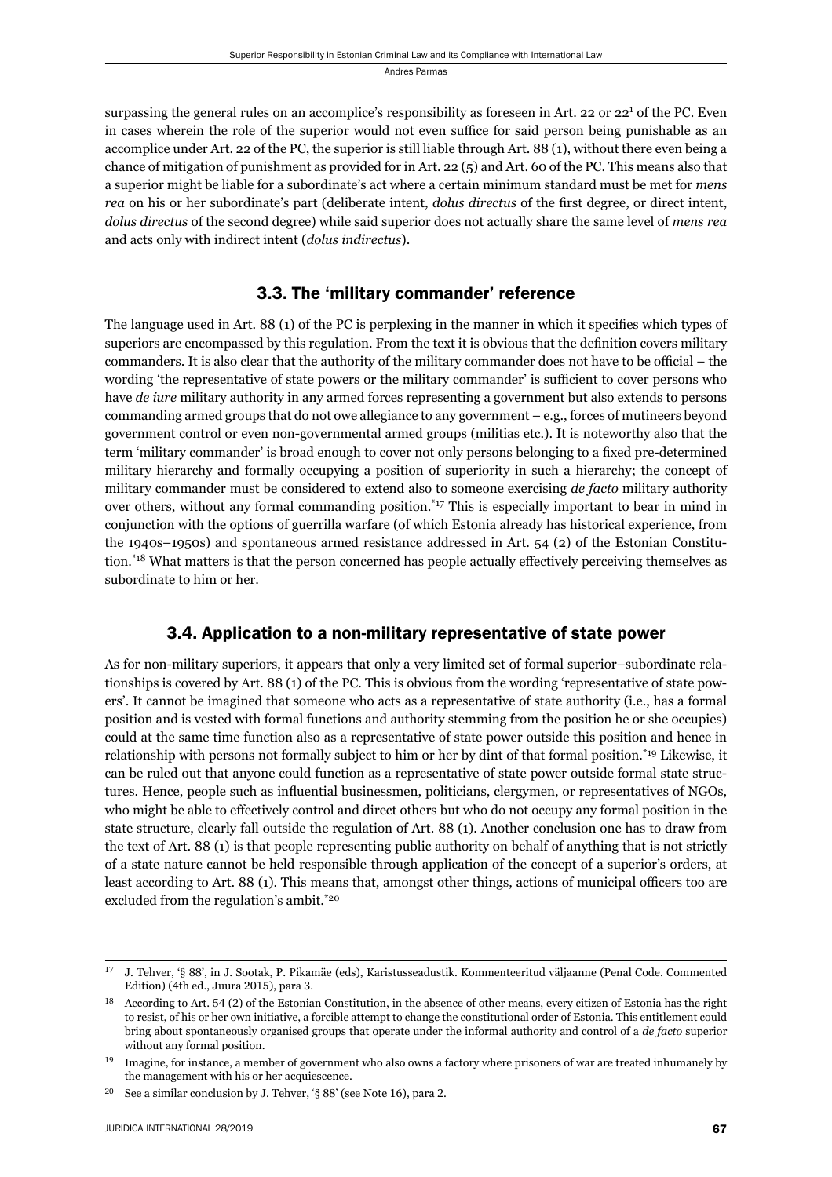surpassing the general rules on an accomplice's responsibility as foreseen in Art. 22 or 22[1] of the PC. Even in cases wherein the role of the superior would not even suffice for said person being punishable as an accomplice under Art. 22 of the PC, the superior is still liable through Art. 88 (1), without there even being a chance of mitigation of punishment as provided for in Art. 22 (5) and Art. 60 of the PC. This means also that a superior might be liable for a subordinate's act where a certain minimum standard must be met for *mens rea* on his or her subordinate's part (deliberate intent, *dolus directus* of the first degree, or direct intent, *dolus directus* of the second degree) while said superior does not actually share the same level of *mens rea* and acts only with indirect intent (*dolus indirectus*).

### 3.3. The 'military commander' reference

The language used in Art. 88 (1) of the PC is perplexing in the manner in which it specifies which types of superiors are encompassed by this regulation. From the text it is obvious that the definition covers military commanders. It is also clear that the authority of the military commander does not have to be official – the wording 'the representative of state powers or the military commander' is sufficient to cover persons who have *de iure* military authority in any armed forces representing a government but also extends to persons commanding armed groups that do not owe allegiance to any government – e.g., forces of mutineers beyond government control or even non-governmental armed groups (militias etc.). It is noteworthy also that the term 'military commander' is broad enough to cover not only persons belonging to a fixed pre-determined military hierarchy and formally occupying a position of superiority in such a hierarchy; the concept of military commander must be considered to extend also to someone exercising *de facto* military authority over others, without any formal commanding position.[*17] This is especially important to bear in mind in conjunction with the options of guerrilla warfare (of which Estonia already has historical experience, from the 1940s–1950s) and spontaneous armed resistance addressed in Art. 54 (2) of the Estonian Constitution.[*18] What matters is that the person concerned has people actually effectively perceiving themselves as subordinate to him or her.

### 3.4. Application to a non-military representative of state power

As for non-military superiors, it appears that only a very limited set of formal superior–subordinate relationships is covered by Art. 88 (1) of the PC. This is obvious from the wording 'representative of state powers'. It cannot be imagined that someone who acts as a representative of state authority (i.e., has a formal position and is vested with formal functions and authority stemming from the position he or she occupies) could at the same time function also as a representative of state power outside this position and hence in relationship with persons not formally subject to him or her by dint of that formal position.[*19] Likewise, it can be ruled out that anyone could function as a representative of state power outside formal state structures. Hence, people such as influential businessmen, politicians, clergymen, or representatives of NGOs, who might be able to effectively control and direct others but who do not occupy any formal position in the state structure, clearly fall outside the regulation of Art. 88 (1). Another conclusion one has to draw from the text of Art. 88 (1) is that people representing public authority on behalf of anything that is not strictly of a state nature cannot be held responsible through application of the concept of a superior's orders, at least according to Art. 88 (1). This means that, amongst other things, actions of municipal officers too are excluded from the regulation's ambit.[*20]

---

[17] J. Tehver, '§ 88', in J. Sootak, P. Pikamäe (eds), Karistusseadustik. Kommenteeritud väljaanne (Penal Code. Commented Edition) (4th ed., Juura 2015), para 3.

[18] According to Art. 54 (2) of the Estonian Constitution, in the absence of other means, every citizen of Estonia has the right to resist, of his or her own initiative, a forcible attempt to change the constitutional order of Estonia. This entitlement could bring about spontaneously organised groups that operate under the informal authority and control of a *de facto* superior without any formal position.

[19] Imagine, for instance, a member of government who also owns a factory where prisoners of war are treated inhumanely by the management with his or her acquiescence.

[20] See a similar conclusion by J. Tehver, '§ 88' (see Note 16), para 2.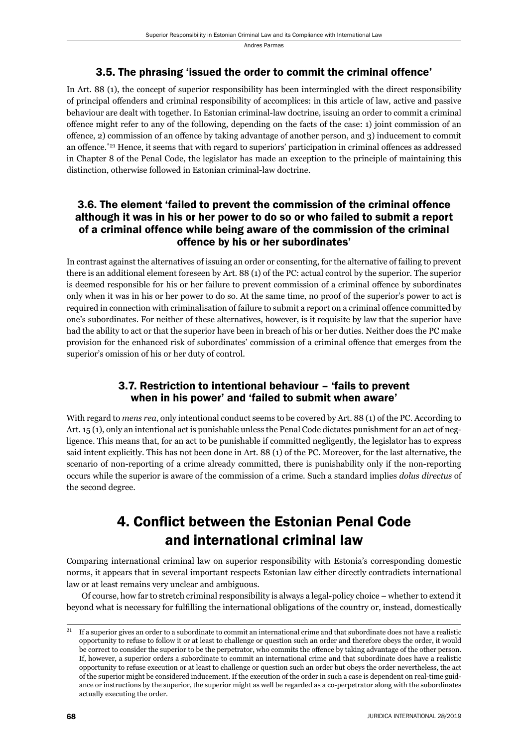### 3.5. The phrasing 'issued the order to commit the criminal offence'

In Art. 88 (1), the concept of superior responsibility has been intermingled with the direct responsibility of principal offenders and criminal responsibility of accomplices: in this article of law, active and passive behaviour are dealt with together. In Estonian criminal-law doctrine, issuing an order to commit a criminal offence might refer to any of the following, depending on the facts of the case: 1) joint commission of an offence, 2) commission of an offence by taking advantage of another person, and 3) inducement to commit an offence.*[21] Hence, it seems that with regard to superiors' participation in criminal offences as addressed in Chapter 8 of the Penal Code, the legislator has made an exception to the principle of maintaining this distinction, otherwise followed in Estonian criminal-law doctrine.

### 3.6. The element 'failed to prevent the commission of the criminal offence although it was in his or her power to do so or who failed to submit a report of a criminal offence while being aware of the commission of the criminal offence by his or her subordinates'

In contrast against the alternatives of issuing an order or consenting, for the alternative of failing to prevent there is an additional element foreseen by Art. 88 (1) of the PC: actual control by the superior. The superior is deemed responsible for his or her failure to prevent commission of a criminal offence by subordinates only when it was in his or her power to do so. At the same time, no proof of the superior's power to act is required in connection with criminalisation of failure to submit a report on a criminal offence committed by one's subordinates. For neither of these alternatives, however, is it requisite by law that the superior have had the ability to act or that the superior have been in breach of his or her duties. Neither does the PC make provision for the enhanced risk of subordinates' commission of a criminal offence that emerges from the superior's omission of his or her duty of control.

### 3.7. Restriction to intentional behaviour – 'fails to prevent when in his power' and 'failed to submit when aware'

With regard to *mens rea*, only intentional conduct seems to be covered by Art. 88 (1) of the PC. According to Art. 15 (1), only an intentional act is punishable unless the Penal Code dictates punishment for an act of negligence. This means that, for an act to be punishable if committed negligently, the legislator has to express said intent explicitly. This has not been done in Art. 88 (1) of the PC. Moreover, for the last alternative, the scenario of non-reporting of a crime already committed, there is punishability only if the non-reporting occurs while the superior is aware of the commission of a crime. Such a standard implies *dolus directus* of the second degree.

## 4. Conflict between the Estonian Penal Code and international criminal law

Comparing international criminal law on superior responsibility with Estonia's corresponding domestic norms, it appears that in several important respects Estonian law either directly contradicts international law or at least remains very unclear and ambiguous.

Of course, how far to stretch criminal responsibility is always a legal-policy choice – whether to extend it beyond what is necessary for fulfilling the international obligations of the country or, instead, domestically

---

[21] If a superior gives an order to a subordinate to commit an international crime and that subordinate does not have a realistic opportunity to refuse to follow it or at least to challenge or question such an order and therefore obeys the order, it would be correct to consider the superior to be the perpetrator, who commits the offence by taking advantage of the other person. If, however, a superior orders a subordinate to commit an international crime and that subordinate does have a realistic opportunity to refuse execution or at least to challenge or question such an order but obeys the order nevertheless, the act of the superior might be considered inducement. If the execution of the order in such a case is dependent on real-time guidance or instructions by the superior, the superior might as well be regarded as a co-perpetrator along with the subordinates actually executing the order.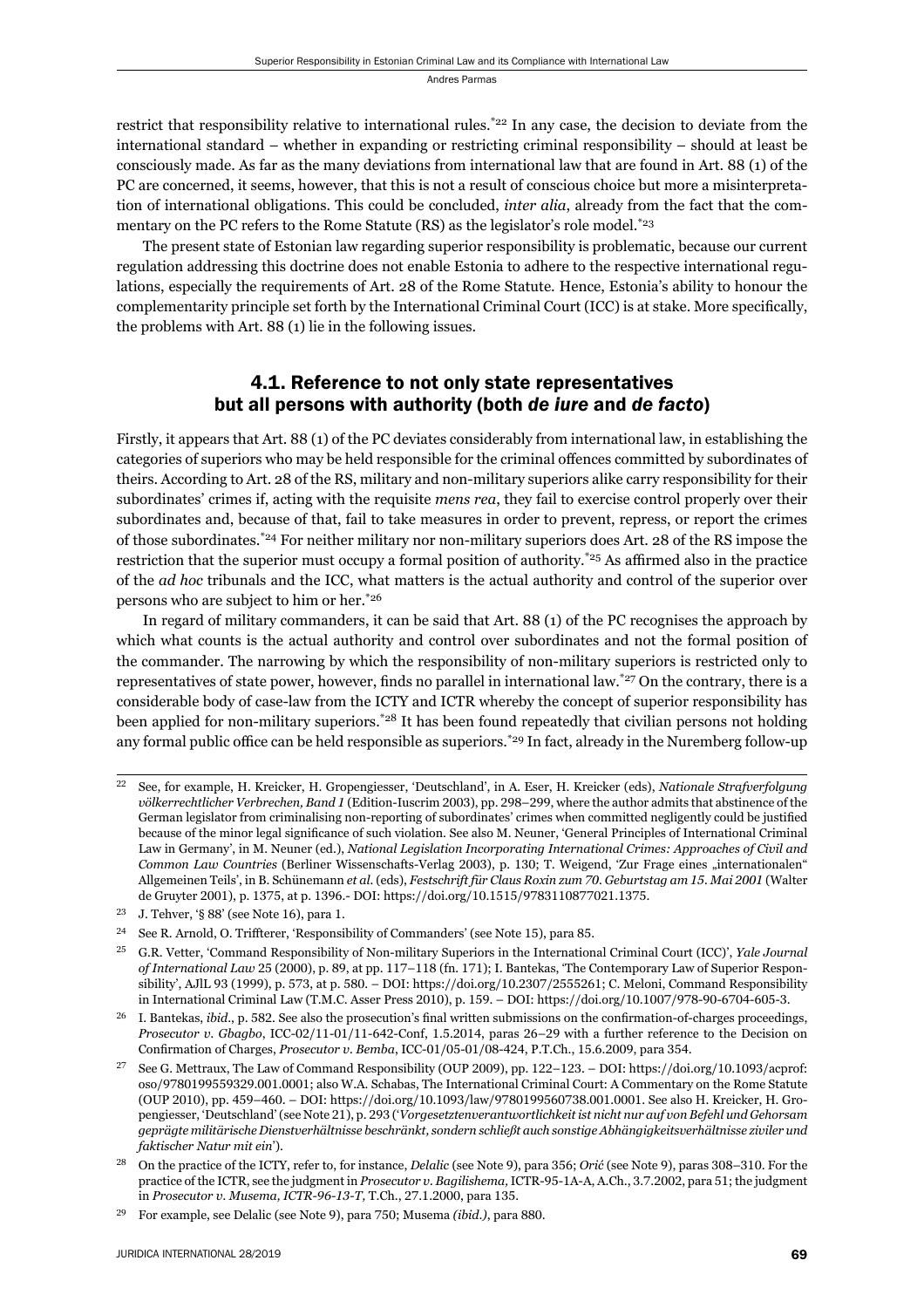restrict that responsibility relative to international rules.[22] In any case, the decision to deviate from the international standard – whether in expanding or restricting criminal responsibility – should at least be consciously made. As far as the many deviations from international law that are found in Art. 88 (1) of the PC are concerned, it seems, however, that this is not a result of conscious choice but more a misinterpretation of international obligations. This could be concluded, *inter alia*, already from the fact that the commentary on the PC refers to the Rome Statute (RS) as the legislator's role model.[23]

The present state of Estonian law regarding superior responsibility is problematic, because our current regulation addressing this doctrine does not enable Estonia to adhere to the respective international regulations, especially the requirements of Art. 28 of the Rome Statute. Hence, Estonia's ability to honour the complementarity principle set forth by the International Criminal Court (ICC) is at stake. More specifically, the problems with Art. 88 (1) lie in the following issues.

## 4.1. Reference to not only state representatives but all persons with authority (both *de iure* and *de facto*)

Firstly, it appears that Art. 88 (1) of the PC deviates considerably from international law, in establishing the categories of superiors who may be held responsible for the criminal offences committed by subordinates of theirs. According to Art. 28 of the RS, military and non-military superiors alike carry responsibility for their subordinates' crimes if, acting with the requisite *mens rea*, they fail to exercise control properly over their subordinates and, because of that, fail to take measures in order to prevent, repress, or report the crimes of those subordinates.[24] For neither military nor non-military superiors does Art. 28 of the RS impose the restriction that the superior must occupy a formal position of authority.[25] As affirmed also in the practice of the *ad hoc* tribunals and the ICC, what matters is the actual authority and control of the superior over persons who are subject to him or her.[26]

In regard of military commanders, it can be said that Art. 88 (1) of the PC recognises the approach by which what counts is the actual authority and control over subordinates and not the formal position of the commander. The narrowing by which the responsibility of non-military superiors is restricted only to representatives of state power, however, finds no parallel in international law.[27] On the contrary, there is a considerable body of case-law from the ICTY and ICTR whereby the concept of superior responsibility has been applied for non-military superiors.[28] It has been found repeatedly that civilian persons not holding any formal public office can be held responsible as superiors.[29] In fact, already in the Nuremberg follow-up

---

[22] See, for example, H. Kreicker, H. Gropengiesser, 'Deutschland', in A. Eser, H. Kreicker (eds), *Nationale Strafverfolgung völkerrechtlicher Verbrechen, Band 1* (Edition-Iuscrim 2003), pp. 298–299, where the author admits that abstinence of the German legislator from criminalising non-reporting of subordinates' crimes when committed negligently could be justified because of the minor legal significance of such violation. See also M. Neuner, 'General Principles of International Criminal Law in Germany', in M. Neuner (ed.), *National Legislation Incorporating International Crimes: Approaches of Civil and Common Law Countries* (Berliner Wissenschafts-Verlag 2003), p. 130; T. Weigend, 'Zur Frage eines „internationalen" Allgemeinen Teils', in B. Schünemann *et al.* (eds), *Festschrift für Claus Roxin zum 70. Geburtstag am 15. Mai 2001* (Walter de Gruyter 2001), p. 1375, at p. 1396.- DOI: https://doi.org/10.1515/9783110877021.1375.

[23] J. Tehver, '§ 88' (see Note 16), para 1.

[24] See R. Arnold, O. Triffterer, 'Responsibility of Commanders' (see Note 15), para 85.

[25] G.R. Vetter, 'Command Responsibility of Non-military Superiors in the International Criminal Court (ICC)', *Yale Journal of International Law* 25 (2000), p. 89, at pp. 117–118 (fn. 171); I. Bantekas, 'The Contemporary Law of Superior Responsibility', AJIL 93 (1999), p. 573, at p. 580. – DOI: https://doi.org/10.2307/2555261; C. Meloni, Command Responsibility in International Criminal Law (T.M.C. Asser Press 2010), p. 159. – DOI: https://doi.org/10.1007/978-90-6704-605-3.

[26] I. Bantekas, *ibid.*, p. 582. See also the prosecution's final written submissions on the confirmation-of-charges proceedings, *Prosecutor v. Gbagbo*, ICC-02/11-01/11-642-Conf, 1.5.2014, paras 26–29 with a further reference to the Decision on Confirmation of Charges, *Prosecutor v. Bemba*, ICC-01/05-01/08-424, P.T.Ch., 15.6.2009, para 354.

[27] See G. Mettraux, The Law of Command Responsibility (OUP 2009), pp. 122–123. – DOI: https://doi.org/10.1093/acprof:oso/9780199559329.001.0001; also W.A. Schabas, The International Criminal Court: A Commentary on the Rome Statute (OUP 2010), pp. 459–460. – DOI: https://doi.org/10.1093/law/9780199560738.001.0001. See also H. Kreicker, H. Gropengiesser, 'Deutschland' (see Note 21), p. 293 ('*Vorgesetztenverantwortlichkeit ist nicht nur auf von Befehl und Gehorsam geprägte militärische Dienstverhältnisse beschränkt, sondern schließt auch sonstige Abhängigkeitsverhältnisse ziviler und faktischer Natur mit ein*').

[28] On the practice of the ICTY, refer to, for instance, *Delalic* (see Note 9), para 356; *Orić* (see Note 9), paras 308–310. For the practice of the ICTR, see the judgment in *Prosecutor v. Bagilishema*, ICTR-95-1A-A, A.Ch., 3.7.2002, para 51; the judgment in *Prosecutor v. Musema, ICTR-96-13-T,* T.Ch., 27.1.2000, para 135.

[29] For example, see Delalic (see Note 9), para 750; Musema *(ibid.)*, para 880.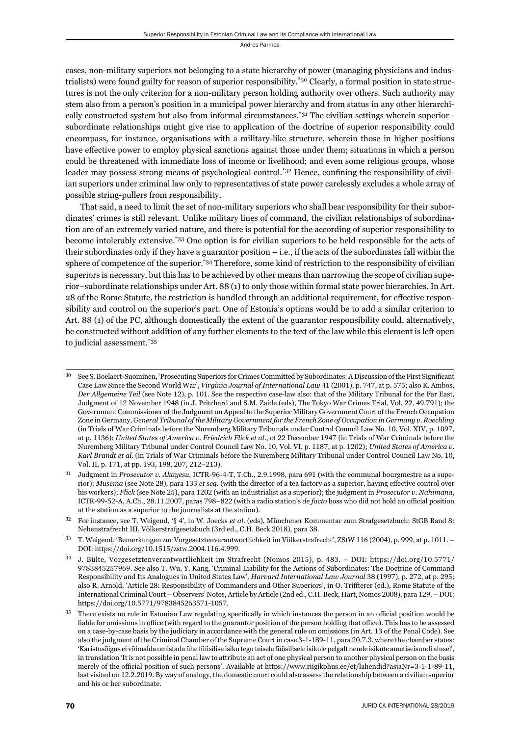cases, non-military superiors not belonging to a state hierarchy of power (managing physicians and industrialists) were found guilty for reason of superior responsibility.[*30] Clearly, a formal position in state structures is not the only criterion for a non-military person holding authority over others. Such authority may stem also from a person's position in a municipal power hierarchy and from status in any other hierarchically constructed system but also from informal circumstances.[*31] The civilian settings wherein superior–subordinate relationships might give rise to application of the doctrine of superior responsibility could encompass, for instance, organisations with a military-like structure, wherein those in higher positions have effective power to employ physical sanctions against those under them; situations in which a person could be threatened with immediate loss of income or livelihood; and even some religious groups, whose leader may possess strong means of psychological control.[*32] Hence, confining the responsibility of civilian superiors under criminal law only to representatives of state power carelessly excludes a whole array of possible string-pullers from responsibility.

That said, a need to limit the set of non-military superiors who shall bear responsibility for their subordinates' crimes is still relevant. Unlike military lines of command, the civilian relationships of subordination are of an extremely varied nature, and there is potential for the according of superior responsibility to become intolerably extensive.[*33] One option is for civilian superiors to be held responsible for the acts of their subordinates only if they have a guarantor position – i.e., if the acts of the subordinates fall within the sphere of competence of the superior.[*34] Therefore, some kind of restriction to the responsibility of civilian superiors is necessary, but this has to be achieved by other means than narrowing the scope of civilian superior–subordinate relationships under Art. 88 (1) to only those within formal state power hierarchies. In Art. 28 of the Rome Statute, the restriction is handled through an additional requirement, for effective responsibility and control on the superior's part. One of Estonia's options would be to add a similar criterion to Art. 88 (1) of the PC, although domestically the extent of the guarantor responsibility could, alternatively, be constructed without addition of any further elements to the text of the law while this element is left open to judicial assessment.[*35]

---

[30] See S. Boelaert-Suominen, 'Prosecuting Superiors for Crimes Committed by Subordinates: A Discussion of the First Significant Case Law Since the Second World War', *Virginia Journal of International Law* 41 (2001), p. 747, at p. 575; also K. Ambos, *Der Allgemeine Teil* (see Note 12), p. 101. See the respective case-law also: that of the Military Tribunal for the Far East, Judgment of 12 November 1948 (in J. Pritchard and S.M. Zaide (eds), The Tokyo War Crimes Trial, Vol. 22, 49.791); the Government Commissioner of the Judgment on Appeal to the Superior Military Government Court of the French Occupation Zone in Germany, *General Tribunal of the Military Government for the French Zone of Occupation in Germany v. Roechling* (in Trials of War Criminals before the Nuremberg Military Tribunals under Control Council Law No. 10, Vol. XIV, p. 1097, at p. 1136); *United States of America v. Friedrich Flick et al*., of 22 December 1947 (in Trials of War Criminals before the Nuremberg Military Tribunal under Control Council Law No. 10, Vol. VI, p. 1187, at p. 1202); *United States of America v. Karl Brandt et al.* (in Trials of War Criminals before the Nuremberg Military Tribunal under Control Council Law No. 10, Vol. II, p. 171, at pp. 193, 198, 207, 212–213).

[31] Judgment in *Prosecutor v. Akayesu*, ICTR-96-4-T, T.Ch., 2.9.1998, para 691 (with the communal bourgmestre as a superior); *Musema* (see Note 28), para 133 *et seq*. (with the director of a tea factory as a superior, having effective control over his workers); *Flick* (see Note 25), para 1202 (with an industrialist as a superior); the judgment in *Prosecutor v. Nahimana*, ICTR-99-52-A, A.Ch., 28.11.2007, paras 798–822 (with a radio station's *de facto* boss who did not hold an official position at the station as a superior to the journalists at the station).

[32] For instance, see T. Weigend, '§ 4', in W. Joecks *et al*. (eds), Münchener Kommentar zum Strafgesetzbuch: StGB Band 8: Nebenstrafrecht III, Völkerstrafgesetzbuch (3rd ed., C.H. Beck 2018), para 38.

[33] T. Weigend, 'Bemerkungen zur Vorgesetztenverantwortlichkeit im Völkerstrafrecht', ZStW 116 (2004), p. 999, at p. 1011. – DOI: https://doi.org/10.1515/zstw.2004.116.4.999.

[34] J. Bülte, Vorgesetztenverantwortlichkeit im Strafrecht (Nomos 2015), p. 483. – DOI: https://doi.org/10.5771/9783845257969. See also T. Wu, Y. Kang, 'Criminal Liability for the Actions of Subordinates: The Doctrine of Command Responsibility and Its Analogues in United States Law', *Harvard International Law Journal* 38 (1997), p. 272, at p. 295; also R. Arnold, 'Article 28: Responsibility of Commanders and Other Superiors', in O. Triffterer (ed.), Rome Statute of the International Criminal Court – Observers' Notes, Article by Article (2nd ed., C.H. Beck, Hart, Nomos 2008), para 129. – DOI: https://doi.org/10.5771/9783845263571-1057.

[35] There exists no rule in Estonian Law regulating specifically in which instances the person in an official position would be liable for omissions in office (with regard to the guarantor position of the person holding that office). This has to be assessed on a case-by-case basis by the judiciary in accordance with the general rule on omissions (in Art. 13 of the Penal Code). See also the judgment of the Criminal Chamber of the Supreme Court in case 3-1-189-11, para 20.7.3, where the chamber states: 'Karistusõigus ei võimalda omistada ühe füüsilise isiku tegu teisele füüsilisele isikule pelgalt nende isikute ametiseisundi alusel', in translation 'It is not possible in penal law to attribute an act of one physical person to another physical person on the basis merely of the official position of such persons'. Available at https://www.riigikohus.ee/et/lahendid?asjaNr=3-1-1-89-11, last visited on 12.2.2019. By way of analogy, the domestic court could also assess the relationship between a civilian superior and his or her subordinate.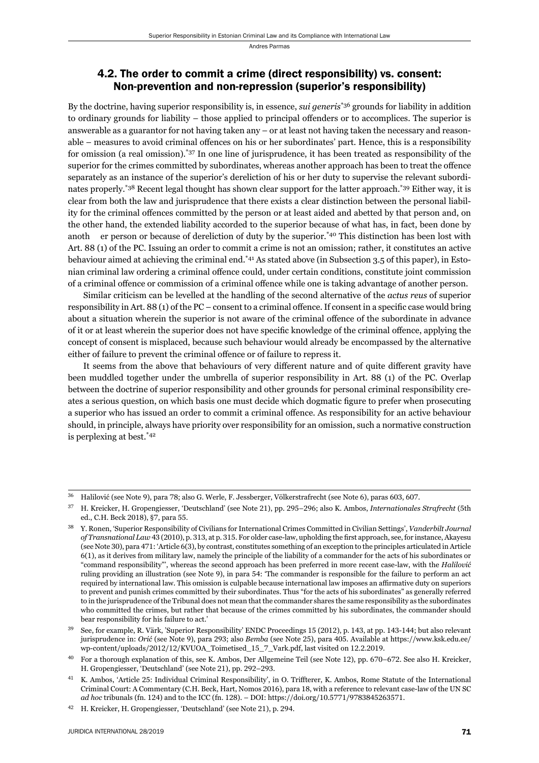## 4.2. The order to commit a crime (direct responsibility) vs. consent: Non-prevention and non-repression (superior's responsibility)

By the doctrine, having superior responsibility is, in essence, *sui generis*[36] grounds for liability in addition to ordinary grounds for liability – those applied to principal offenders or to accomplices. The superior is answerable as a guarantor for not having taken any – or at least not having taken the necessary and reasonable – measures to avoid criminal offences on his or her subordinates' part. Hence, this is a responsibility for omission (a real omission).[37] In one line of jurisprudence, it has been treated as responsibility of the superior for the crimes committed by subordinates, whereas another approach has been to treat the offence separately as an instance of the superior's dereliction of his or her duty to supervise the relevant subordinates properly.[38] Recent legal thought has shown clear support for the latter approach.[39] Either way, it is clear from both the law and jurisprudence that there exists a clear distinction between the personal liability for the criminal offences committed by the person or at least aided and abetted by that person and, on the other hand, the extended liability accorded to the superior because of what has, in fact, been done by another person or because of dereliction of duty by the superior.[40] This distinction has been lost with Art. 88 (1) of the PC. Issuing an order to commit a crime is not an omission; rather, it constitutes an active behaviour aimed at achieving the criminal end.[41] As stated above (in Subsection 3.5 of this paper), in Estonian criminal law ordering a criminal offence could, under certain conditions, constitute joint commission of a criminal offence or commission of a criminal offence while one is taking advantage of another person.

Similar criticism can be levelled at the handling of the second alternative of the *actus reus* of superior responsibility in Art. 88 (1) of the PC – consent to a criminal offence. If consent in a specific case would bring about a situation wherein the superior is not aware of the criminal offence of the subordinate in advance of it or at least wherein the superior does not have specific knowledge of the criminal offence, applying the concept of consent is misplaced, because such behaviour would already be encompassed by the alternative either of failure to prevent the criminal offence or of failure to repress it.

It seems from the above that behaviours of very different nature and of quite different gravity have been muddled together under the umbrella of superior responsibility in Art. 88 (1) of the PC. Overlap between the doctrine of superior responsibility and other grounds for personal criminal responsibility creates a serious question, on which basis one must decide which dogmatic figure to prefer when prosecuting a superior who has issued an order to commit a criminal offence. As responsibility for an active behaviour should, in principle, always have priority over responsibility for an omission, such a normative construction is perplexing at best.[42]

---

[36] Halilović (see Note 9), para 78; also G. Werle, F. Jessberger, Völkerstrafrecht (see Note 6), paras 603, 607.

[37] H. Kreicker, H. Gropengiesser, 'Deutschland' (see Note 21), pp. 295–296; also K. Ambos, *Internationales Strafrecht* (5th ed., C.H. Beck 2018), §7, para 55.

[38] Y. Ronen, 'Superior Responsibility of Civilians for International Crimes Committed in Civilian Settings', *Vanderbilt Journal of Transnational Law* 43 (2010), p. 313, at p. 315. For older case-law, upholding the first approach, see, for instance, Akayesu (see Note 30), para 471: 'Article 6(3), by contrast, constitutes something of an exception to the principles articulated in Article 6(1), as it derives from military law, namely the principle of the liability of a commander for the acts of his subordinates or "command responsibility"', whereas the second approach has been preferred in more recent case-law, with the *Halilović* ruling providing an illustration (see Note 9), in para 54: 'The commander is responsible for the failure to perform an act required by international law. This omission is culpable because international law imposes an affirmative duty on superiors to prevent and punish crimes committed by their subordinates. Thus "for the acts of his subordinates" as generally referred to in the jurisprudence of the Tribunal does not mean that the commander shares the same responsibility as the subordinates who committed the crimes, but rather that because of the crimes committed by his subordinates, the commander should bear responsibility for his failure to act.'

[39] See, for example, R. Värk, 'Superior Responsibility' ENDC Proceedings 15 (2012), p. 143, at pp. 143-144; but also relevant jurisprudence in: *Orić* (see Note 9), para 293; also *Bemba* (see Note 25), para 405. Available at https://www.ksk.edu.ee/wp-content/uploads/2012/12/KVUOA_Toimetised_15_7_Vark.pdf, last visited on 12.2.2019.

[40] For a thorough explanation of this, see K. Ambos, Der Allgemeine Teil (see Note 12), pp. 670–672. See also H. Kreicker, H. Gropengiesser, 'Deutschland' (see Note 21), pp. 292–293.

[41] K. Ambos, 'Article 25: Individual Criminal Responsibility', in O. Triffterer, K. Ambos, Rome Statute of the International Criminal Court: A Commentary (C.H. Beck, Hart, Nomos 2016), para 18, with a reference to relevant case-law of the UN SC *ad hoc* tribunals (fn. 124) and to the ICC (fn. 128). – DOI: https://doi.org/10.5771/9783845263571.

[42] H. Kreicker, H. Gropengiesser, 'Deutschland' (see Note 21), p. 294.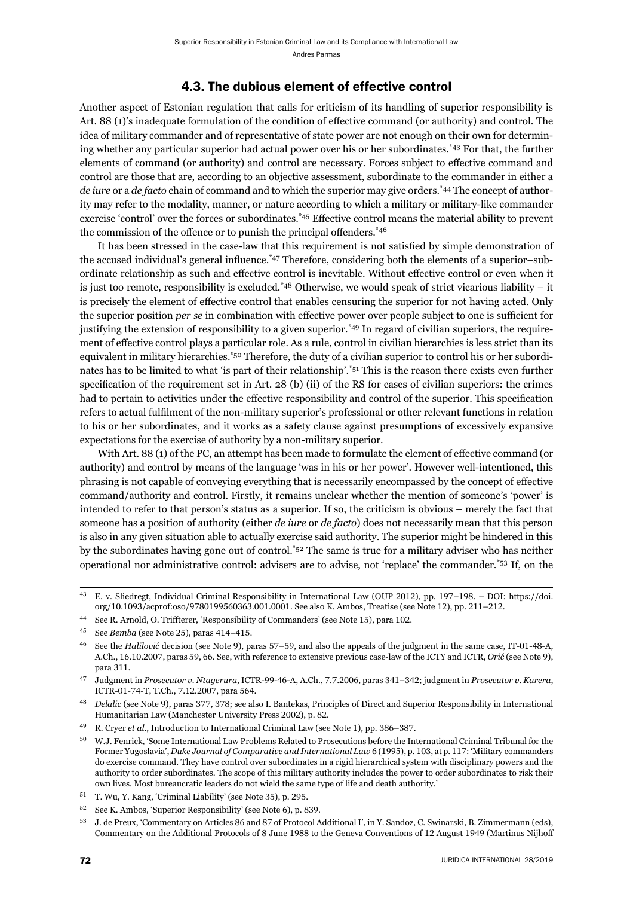### 4.3. The dubious element of effective control

Another aspect of Estonian regulation that calls for criticism of its handling of superior responsibility is Art. 88 (1)'s inadequate formulation of the condition of effective command (or authority) and control. The idea of military commander and of representative of state power are not enough on their own for determining whether any particular superior had actual power over his or her subordinates.[43] For that, the further elements of command (or authority) and control are necessary. Forces subject to effective command and control are those that are, according to an objective assessment, subordinate to the commander in either a *de iure* or a *de facto* chain of command and to which the superior may give orders.[44] The concept of authority may refer to the modality, manner, or nature according to which a military or military-like commander exercise 'control' over the forces or subordinates.[45] Effective control means the material ability to prevent the commission of the offence or to punish the principal offenders.[46]

It has been stressed in the case-law that this requirement is not satisfied by simple demonstration of the accused individual's general influence.[47] Therefore, considering both the elements of a superior–subordinate relationship as such and effective control is inevitable. Without effective control or even when it is just too remote, responsibility is excluded.[48] Otherwise, we would speak of strict vicarious liability – it is precisely the element of effective control that enables censuring the superior for not having acted. Only the superior position *per se* in combination with effective power over people subject to one is sufficient for justifying the extension of responsibility to a given superior.[49] In regard of civilian superiors, the requirement of effective control plays a particular role. As a rule, control in civilian hierarchies is less strict than its equivalent in military hierarchies.[50] Therefore, the duty of a civilian superior to control his or her subordinates has to be limited to what 'is part of their relationship'.[51] This is the reason there exists even further specification of the requirement set in Art. 28 (b) (ii) of the RS for cases of civilian superiors: the crimes had to pertain to activities under the effective responsibility and control of the superior. This specification refers to actual fulfilment of the non-military superior's professional or other relevant functions in relation to his or her subordinates, and it works as a safety clause against presumptions of excessively expansive expectations for the exercise of authority by a non-military superior.

With Art. 88 (1) of the PC, an attempt has been made to formulate the element of effective command (or authority) and control by means of the language 'was in his or her power'. However well-intentioned, this phrasing is not capable of conveying everything that is necessarily encompassed by the concept of effective command/authority and control. Firstly, it remains unclear whether the mention of someone's 'power' is intended to refer to that person's status as a superior. If so, the criticism is obvious – merely the fact that someone has a position of authority (either *de iure* or *de facto*) does not necessarily mean that this person is also in any given situation able to actually exercise said authority. The superior might be hindered in this by the subordinates having gone out of control.[52] The same is true for a military adviser who has neither operational nor administrative control: advisers are to advise, not 'replace' the commander.[53] If, on the

---

[43] E. v. Sliedregt, Individual Criminal Responsibility in International Law (OUP 2012), pp. 197–198. – DOI: https://doi.org/10.1093/acprof:oso/9780199560363.001.0001. See also K. Ambos, Treatise (see Note 12), pp. 211–212.

[44] See R. Arnold, O. Triffterer, 'Responsibility of Commanders' (see Note 15), para 102.

[45] See *Bemba* (see Note 25), paras 414–415.

[46] See the *Halilović* decision (see Note 9), paras 57–59, and also the appeals of the judgment in the same case, IT-01-48-A, A.Ch., 16.10.2007, paras 59, 66. See, with reference to extensive previous case-law of the ICTY and ICTR, *Orić* (see Note 9), para 311.

[47] Judgment in *Prosecutor v. Ntagerura*, ICTR-99-46-A, A.Ch., 7.7.2006, paras 341–342; judgment in *Prosecutor v. Karera*, ICTR-01-74-T, T.Ch., 7.12.2007, para 564.

[48] *Delalic* (see Note 9), paras 377, 378; see also I. Bantekas, Principles of Direct and Superior Responsibility in International Humanitarian Law (Manchester University Press 2002), p. 82.

[49] R. Cryer *et al.*, Introduction to International Criminal Law (see Note 1), pp. 386–387.

[50] W.J. Fenrick, 'Some International Law Problems Related to Prosecutions before the International Criminal Tribunal for the Former Yugoslavia', *Duke Journal of Comparative and International Law* 6 (1995), p. 103, at p. 117: 'Military commanders do exercise command. They have control over subordinates in a rigid hierarchical system with disciplinary powers and the authority to order subordinates. The scope of this military authority includes the power to order subordinates to risk their own lives. Most bureaucratic leaders do not wield the same type of life and death authority.'

[51] T. Wu, Y. Kang, 'Criminal Liability' (see Note 35), p. 295.

[52] See K. Ambos, 'Superior Responsibility' (see Note 6), p. 839.

[53] J. de Preux, 'Commentary on Articles 86 and 87 of Protocol Additional I', in Y. Sandoz, C. Swinarski, B. Zimmermann (eds), Commentary on the Additional Protocols of 8 June 1988 to the Geneva Conventions of 12 August 1949 (Martinus Nijhoff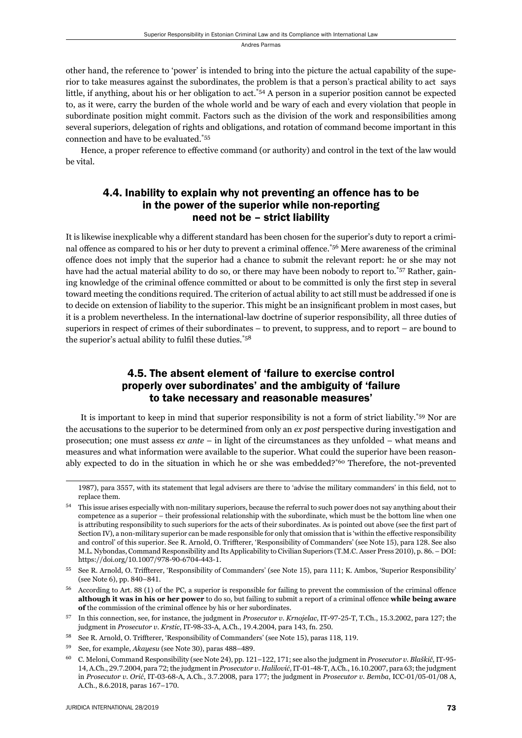other hand, the reference to 'power' is intended to bring into the picture the actual capability of the superior to take measures against the subordinates, the problem is that a person's practical ability to act says little, if anything, about his or her obligation to act.[*54] A person in a superior position cannot be expected to, as it were, carry the burden of the whole world and be wary of each and every violation that people in subordinate position might commit. Factors such as the division of the work and responsibilities among several superiors, delegation of rights and obligations, and rotation of command become important in this connection and have to be evaluated.[*55]

Hence, a proper reference to effective command (or authority) and control in the text of the law would be vital.

### 4.4. Inability to explain why not preventing an offence has to be in the power of the superior while non-reporting need not be – strict liability

It is likewise inexplicable why a different standard has been chosen for the superior's duty to report a criminal offence as compared to his or her duty to prevent a criminal offence.[*56] Mere awareness of the criminal offence does not imply that the superior had a chance to submit the relevant report: he or she may not have had the actual material ability to do so, or there may have been nobody to report to.[*57] Rather, gaining knowledge of the criminal offence committed or about to be committed is only the first step in several toward meeting the conditions required. The criterion of actual ability to act still must be addressed if one is to decide on extension of liability to the superior. This might be an insignificant problem in most cases, but it is a problem nevertheless. In the international-law doctrine of superior responsibility, all three duties of superiors in respect of crimes of their subordinates – to prevent, to suppress, and to report – are bound to the superior's actual ability to fulfil these duties.[*58]

### 4.5. The absent element of 'failure to exercise control properly over subordinates' and the ambiguity of 'failure to take necessary and reasonable measures'

It is important to keep in mind that superior responsibility is not a form of strict liability.[*59] Nor are the accusations to the superior to be determined from only an *ex post* perspective during investigation and prosecution; one must assess *ex ante* – in light of the circumstances as they unfolded – what means and measures and what information were available to the superior. What could the superior have been reasonably expected to do in the situation in which he or she was embedded?[*60] Therefore, the not-prevented

---

1987), para 3557, with its statement that legal advisers are there to 'advise the military commanders' in this field, not to replace them.

[54] This issue arises especially with non-military superiors, because the referral to such power does not say anything about their competence as a superior – their professional relationship with the subordinate, which must be the bottom line when one is attributing responsibility to such superiors for the acts of their subordinates. As is pointed out above (see the first part of Section IV), a non-military superior can be made responsible for only that omission that is 'within the effective responsibility and control' of this superior. See R. Arnold, O. Triffterer, 'Responsibility of Commanders' (see Note 15), para 128. See also M.L. Nybondas, Command Responsibility and Its Applicability to Civilian Superiors (T.M.C. Asser Press 2010), p. 86. – DOI: https://doi.org/10.1007/978-90-6704-443-1.

[55] See R. Arnold, O. Triffterer, 'Responsibility of Commanders' (see Note 15), para 111; K. Ambos, 'Superior Responsibility' (see Note 6), pp. 840–841.

[56] According to Art. 88 (1) of the PC, a superior is responsible for failing to prevent the commission of the criminal offence **although it was in his or her power** to do so, but failing to submit a report of a criminal offence **while being aware of** the commission of the criminal offence by his or her subordinates.

[57] In this connection, see, for instance, the judgment in *Prosecutor v. Krnojelac*, IT-97-25-T, T.Ch., 15.3.2002, para 127; the judgment in *Prosecutor v. Krstic*, IT-98-33-A, A.Ch., 19.4.2004, para 143, fn. 250.

[58] See R. Arnold, O. Triffterer, 'Responsibility of Commanders' (see Note 15), paras 118, 119.

[59] See, for example, *Akayesu* (see Note 30), paras 488–489.

[60] C. Meloni, Command Responsibility (see Note 24), pp. 121–122, 171; see also the judgment in *Prosecutor v. Blaškič*, IT-95-14, A.Ch., 29.7.2004, para 72; the judgment in *Prosecutor v. Halilović*, IT-01-48-T, A.Ch., 16.10.2007, para 63; the judgment in *Prosecutor v. Orić*, IT-03-68-A, A.Ch., 3.7.2008, para 177; the judgment in *Prosecutor v. Bemba*, ICC-01/05-01/08 A, A.Ch., 8.6.2018, paras 167–170.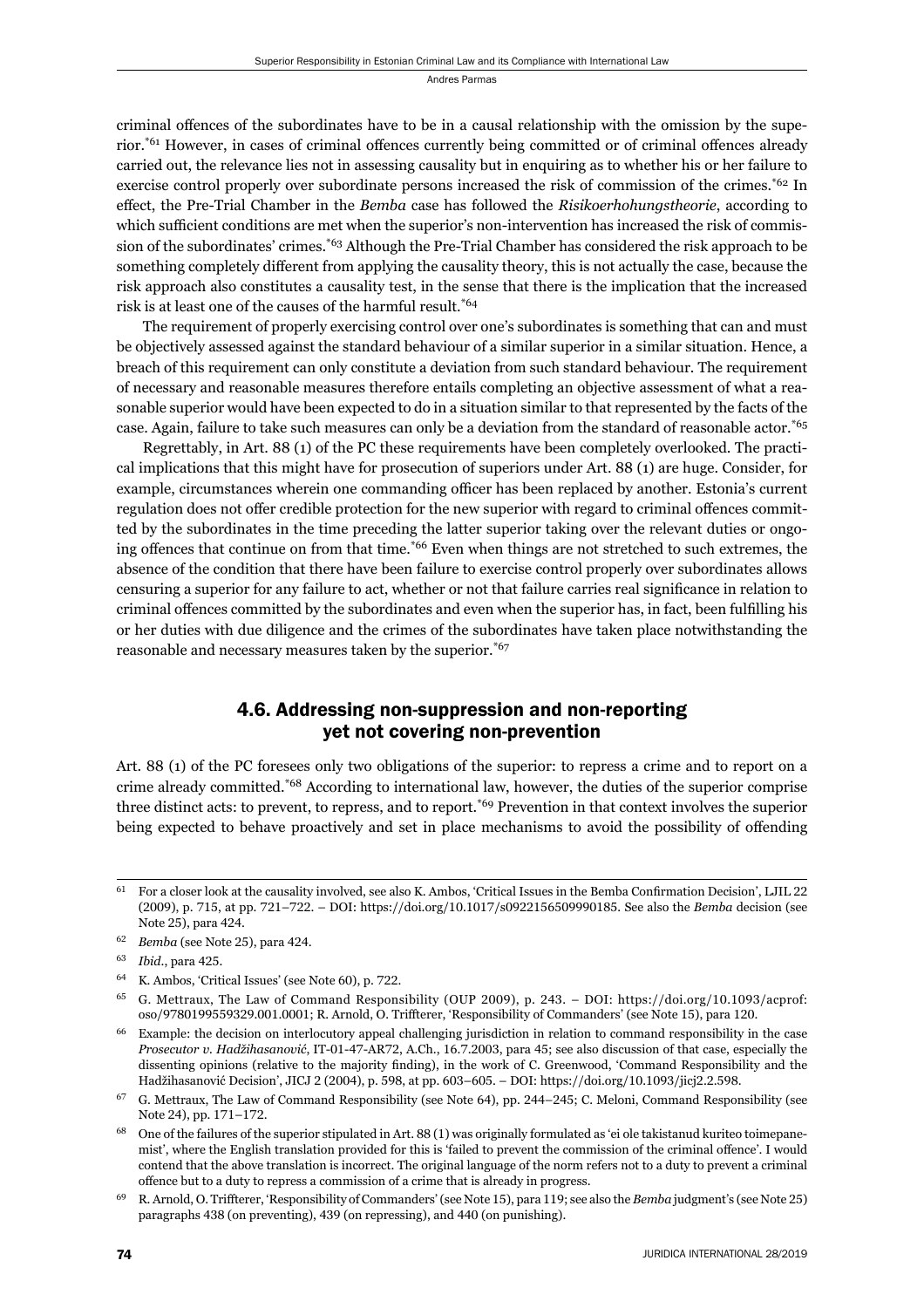criminal offences of the subordinates have to be in a causal relationship with the omission by the superior.[*61] However, in cases of criminal offences currently being committed or of criminal offences already carried out, the relevance lies not in assessing causality but in enquiring as to whether his or her failure to exercise control properly over subordinate persons increased the risk of commission of the crimes.[*62] In effect, the Pre-Trial Chamber in the *Bemba* case has followed the *Risikoerhohungstheorie*, according to which sufficient conditions are met when the superior's non-intervention has increased the risk of commission of the subordinates' crimes.[*63] Although the Pre-Trial Chamber has considered the risk approach to be something completely different from applying the causality theory, this is not actually the case, because the risk approach also constitutes a causality test, in the sense that there is the implication that the increased risk is at least one of the causes of the harmful result.[*64]

The requirement of properly exercising control over one's subordinates is something that can and must be objectively assessed against the standard behaviour of a similar superior in a similar situation. Hence, a breach of this requirement can only constitute a deviation from such standard behaviour. The requirement of necessary and reasonable measures therefore entails completing an objective assessment of what a reasonable superior would have been expected to do in a situation similar to that represented by the facts of the case. Again, failure to take such measures can only be a deviation from the standard of reasonable actor.[*65]

Regrettably, in Art. 88 (1) of the PC these requirements have been completely overlooked. The practical implications that this might have for prosecution of superiors under Art. 88 (1) are huge. Consider, for example, circumstances wherein one commanding officer has been replaced by another. Estonia's current regulation does not offer credible protection for the new superior with regard to criminal offences committed by the subordinates in the time preceding the latter superior taking over the relevant duties or ongoing offences that continue on from that time.[*66] Even when things are not stretched to such extremes, the absence of the condition that there have been failure to exercise control properly over subordinates allows censuring a superior for any failure to act, whether or not that failure carries real significance in relation to criminal offences committed by the subordinates and even when the superior has, in fact, been fulfilling his or her duties with due diligence and the crimes of the subordinates have taken place notwithstanding the reasonable and necessary measures taken by the superior.[*67]

### 4.6. Addressing non-suppression and non-reporting yet not covering non-prevention

Art. 88 (1) of the PC foresees only two obligations of the superior: to repress a crime and to report on a crime already committed.[*68] According to international law, however, the duties of the superior comprise three distinct acts: to prevent, to repress, and to report.[*69] Prevention in that context involves the superior being expected to behave proactively and set in place mechanisms to avoid the possibility of offending

---

61 For a closer look at the causality involved, see also K. Ambos, 'Critical Issues in the Bemba Confirmation Decision', LJIL 22 (2009), p. 715, at pp. 721–722. – DOI: https://doi.org/10.1017/s0922156509990185. See also the *Bemba* decision (see Note 25), para 424.

62 *Bemba* (see Note 25), para 424.

63 *Ibid*., para 425.

64 K. Ambos, 'Critical Issues' (see Note 60), p. 722.

65 G. Mettraux, The Law of Command Responsibility (OUP 2009), p. 243. – DOI: https://doi.org/10.1093/acprof:oso/9780199559329.001.0001; R. Arnold, O. Triffterer, 'Responsibility of Commanders' (see Note 15), para 120.

66 Example: the decision on interlocutory appeal challenging jurisdiction in relation to command responsibility in the case *Prosecutor v. Hadžihasanović*, IT-01-47-AR72, A.Ch., 16.7.2003, para 45; see also discussion of that case, especially the dissenting opinions (relative to the majority finding), in the work of C. Greenwood, 'Command Responsibility and the Hadžihasanović Decision', JICJ 2 (2004), p. 598, at pp. 603–605. – DOI: https://doi.org/10.1093/jicj2.2.598.

67 G. Mettraux, The Law of Command Responsibility (see Note 64), pp. 244–245; C. Meloni, Command Responsibility (see Note 24), pp. 171–172.

68 One of the failures of the superior stipulated in Art. 88 (1) was originally formulated as 'ei ole takistanud kuriteo toimepanemist', where the English translation provided for this is 'failed to prevent the commission of the criminal offence'. I would contend that the above translation is incorrect. The original language of the norm refers not to a duty to prevent a criminal offence but to a duty to repress a commission of a crime that is already in progress.

69 R. Arnold, O. Triffterer, 'Responsibility of Commanders' (see Note 15), para 119; see also the *Bemba* judgment's (see Note 25) paragraphs 438 (on preventing), 439 (on repressing), and 440 (on punishing).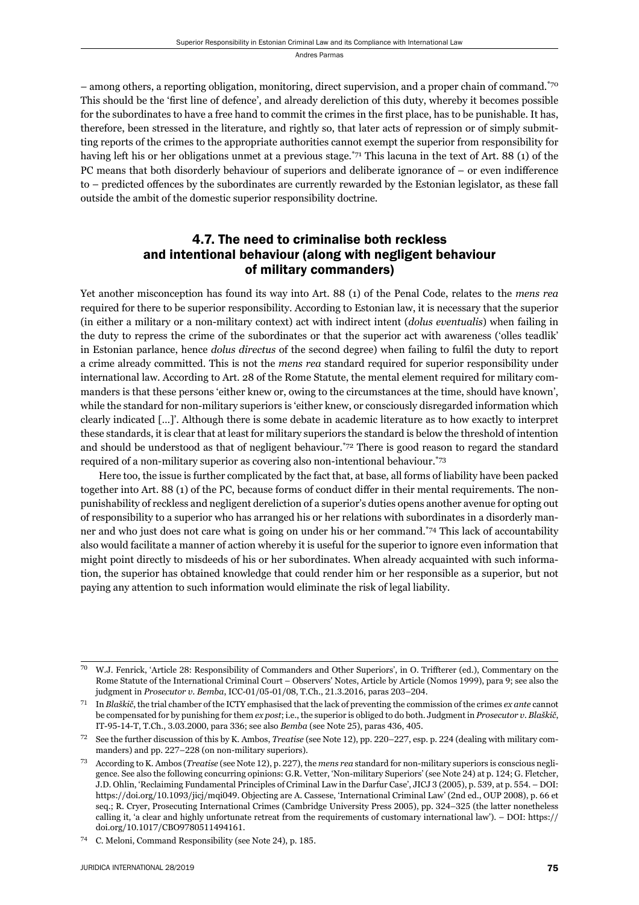– among others, a reporting obligation, monitoring, direct supervision, and a proper chain of command.[70] This should be the 'first line of defence', and already dereliction of this duty, whereby it becomes possible for the subordinates to have a free hand to commit the crimes in the first place, has to be punishable. It has, therefore, been stressed in the literature, and rightly so, that later acts of repression or of simply submitting reports of the crimes to the appropriate authorities cannot exempt the superior from responsibility for having left his or her obligations unmet at a previous stage.[71] This lacuna in the text of Art. 88 (1) of the PC means that both disorderly behaviour of superiors and deliberate ignorance of – or even indifference to – predicted offences by the subordinates are currently rewarded by the Estonian legislator, as these fall outside the ambit of the domestic superior responsibility doctrine.

## 4.7. The need to criminalise both reckless and intentional behaviour (along with negligent behaviour of military commanders)

Yet another misconception has found its way into Art. 88 (1) of the Penal Code, relates to the *mens rea* required for there to be superior responsibility. According to Estonian law, it is necessary that the superior (in either a military or a non-military context) act with indirect intent (*dolus eventualis*) when failing in the duty to repress the crime of the subordinates or that the superior act with awareness ('olles teadlik' in Estonian parlance, hence *dolus directus* of the second degree) when failing to fulfil the duty to report a crime already committed. This is not the *mens rea* standard required for superior responsibility under international law. According to Art. 28 of the Rome Statute, the mental element required for military commanders is that these persons 'either knew or, owing to the circumstances at the time, should have known', while the standard for non-military superiors is 'either knew, or consciously disregarded information which clearly indicated […]'. Although there is some debate in academic literature as to how exactly to interpret these standards, it is clear that at least for military superiors the standard is below the threshold of intention and should be understood as that of negligent behaviour.[72] There is good reason to regard the standard required of a non-military superior as covering also non-intentional behaviour.[73]

Here too, the issue is further complicated by the fact that, at base, all forms of liability have been packed together into Art. 88 (1) of the PC, because forms of conduct differ in their mental requirements. The non-punishability of reckless and negligent dereliction of a superior's duties opens another avenue for opting out of responsibility to a superior who has arranged his or her relations with subordinates in a disorderly manner and who just does not care what is going on under his or her command.[74] This lack of accountability also would facilitate a manner of action whereby it is useful for the superior to ignore even information that might point directly to misdeeds of his or her subordinates. When already acquainted with such information, the superior has obtained knowledge that could render him or her responsible as a superior, but not paying any attention to such information would eliminate the risk of legal liability.

---

[70] W.J. Fenrick, 'Article 28: Responsibility of Commanders and Other Superiors', in O. Triffterer (ed.), Commentary on the Rome Statute of the International Criminal Court – Observers' Notes, Article by Article (Nomos 1999), para 9; see also the judgment in *Prosecutor v. Bemba*, ICC-01/05-01/08, T.Ch., 21.3.2016, paras 203–204.

[71] In *Blaškič*, the trial chamber of the ICTY emphasised that the lack of preventing the commission of the crimes *ex ante* cannot be compensated for by punishing for them *ex post*; i.e., the superior is obliged to do both. Judgment in *Prosecutor v. Blaškič*, IT-95-14-T, T.Ch., 3.03.2000, para 336; see also *Bemba* (see Note 25), paras 436, 405.

[72] See the further discussion of this by K. Ambos, *Treatise* (see Note 12), pp. 220–227, esp. p. 224 (dealing with military commanders) and pp. 227–228 (on non-military superiors).

[73] According to K. Ambos (*Treatise* (see Note 12), p. 227), the *mens rea* standard for non-military superiors is conscious negligence. See also the following concurring opinions: G.R. Vetter, 'Non-military Superiors' (see Note 24) at p. 124; G. Fletcher, J.D. Ohlin, 'Reclaiming Fundamental Principles of Criminal Law in the Darfur Case', JICJ 3 (2005), p. 539, at p. 554. – DOI: https://doi.org/10.1093/jicj/mqi049. Objecting are A. Cassese, 'International Criminal Law' (2nd ed., OUP 2008), p. 66 et seq.; R. Cryer, Prosecuting International Crimes (Cambridge University Press 2005), pp. 324–325 (the latter nonetheless calling it, 'a clear and highly unfortunate retreat from the requirements of customary international law'). – DOI: https://doi.org/10.1017/CBO9780511494161.

[74] C. Meloni, Command Responsibility (see Note 24), p. 185.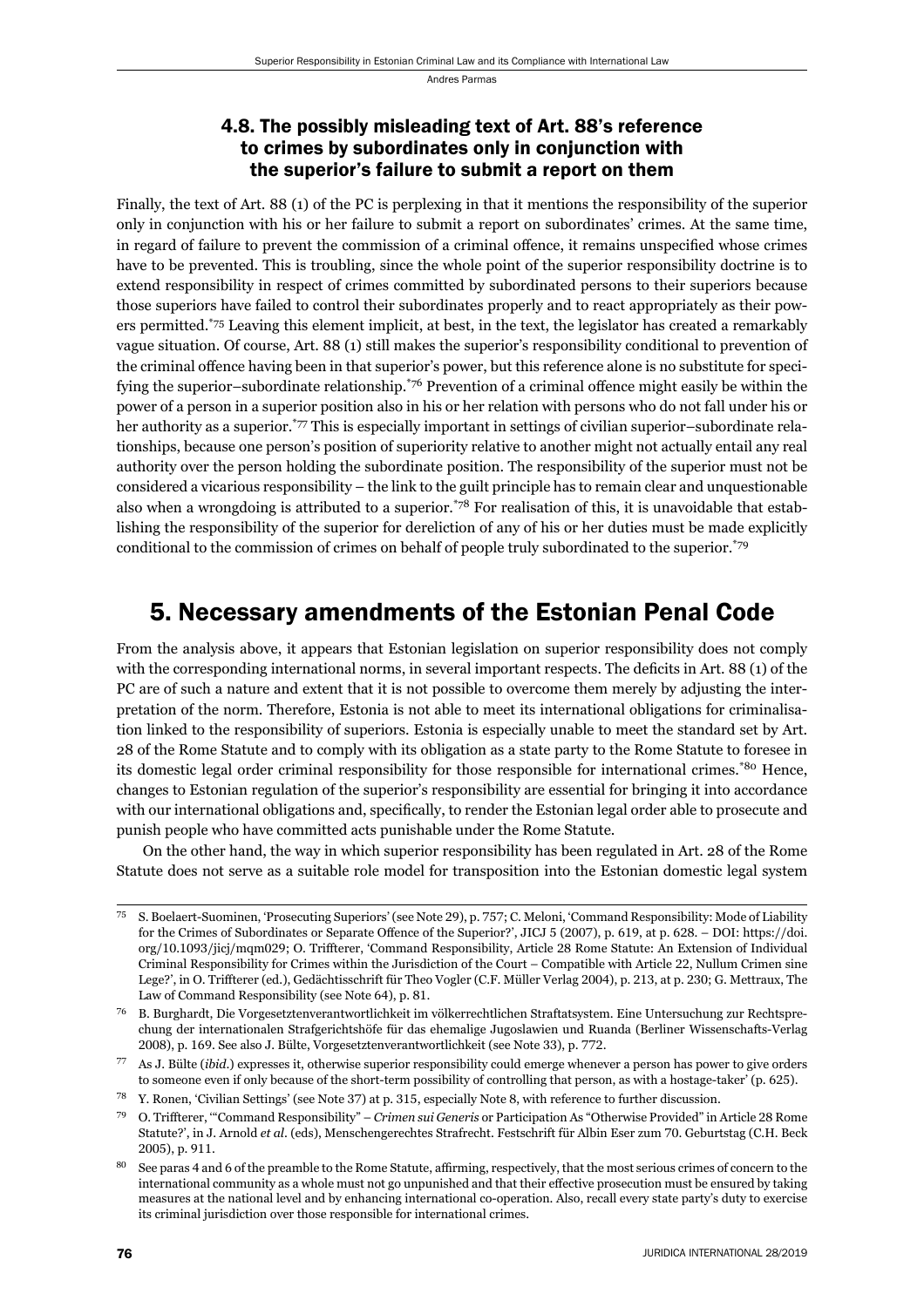### 4.8. The possibly misleading text of Art. 88's reference to crimes by subordinates only in conjunction with the superior's failure to submit a report on them

Finally, the text of Art. 88 (1) of the PC is perplexing in that it mentions the responsibility of the superior only in conjunction with his or her failure to submit a report on subordinates' crimes. At the same time, in regard of failure to prevent the commission of a criminal offence, it remains unspecified whose crimes have to be prevented. This is troubling, since the whole point of the superior responsibility doctrine is to extend responsibility in respect of crimes committed by subordinated persons to their superiors because those superiors have failed to control their subordinates properly and to react appropriately as their powers permitted.[*75] Leaving this element implicit, at best, in the text, the legislator has created a remarkably vague situation. Of course, Art. 88 (1) still makes the superior's responsibility conditional to prevention of the criminal offence having been in that superior's power, but this reference alone is no substitute for specifying the superior–subordinate relationship.[*76] Prevention of a criminal offence might easily be within the power of a person in a superior position also in his or her relation with persons who do not fall under his or her authority as a superior.[*77] This is especially important in settings of civilian superior–subordinate relationships, because one person's position of superiority relative to another might not actually entail any real authority over the person holding the subordinate position. The responsibility of the superior must not be considered a vicarious responsibility – the link to the guilt principle has to remain clear and unquestionable also when a wrongdoing is attributed to a superior.[*78] For realisation of this, it is unavoidable that establishing the responsibility of the superior for dereliction of any of his or her duties must be made explicitly conditional to the commission of crimes on behalf of people truly subordinated to the superior.[*79]

## 5. Necessary amendments of the Estonian Penal Code

From the analysis above, it appears that Estonian legislation on superior responsibility does not comply with the corresponding international norms, in several important respects. The deficits in Art. 88 (1) of the PC are of such a nature and extent that it is not possible to overcome them merely by adjusting the interpretation of the norm. Therefore, Estonia is not able to meet its international obligations for criminalisation linked to the responsibility of superiors. Estonia is especially unable to meet the standard set by Art. 28 of the Rome Statute and to comply with its obligation as a state party to the Rome Statute to foresee in its domestic legal order criminal responsibility for those responsible for international crimes.[*80] Hence, changes to Estonian regulation of the superior's responsibility are essential for bringing it into accordance with our international obligations and, specifically, to render the Estonian legal order able to prosecute and punish people who have committed acts punishable under the Rome Statute.

On the other hand, the way in which superior responsibility has been regulated in Art. 28 of the Rome Statute does not serve as a suitable role model for transposition into the Estonian domestic legal system

---

75 S. Boelaert-Suominen, 'Prosecuting Superiors' (see Note 29), p. 757; C. Meloni, 'Command Responsibility: Mode of Liability for the Crimes of Subordinates or Separate Offence of the Superior?', JICJ 5 (2007), p. 619, at p. 628. – DOI: https://doi.org/10.1093/jicj/mqm029; O. Triffterer, 'Command Responsibility, Article 28 Rome Statute: An Extension of Individual Criminal Responsibility for Crimes within the Jurisdiction of the Court – Compatible with Article 22, Nullum Crimen sine Lege?', in O. Triffterer (ed.), Gedächtisschrift für Theo Vogler (C.F. Müller Verlag 2004), p. 213, at p. 230; G. Mettraux, The Law of Command Responsibility (see Note 64), p. 81.

76 B. Burghardt, Die Vorgesetztenverantwortlichkeit im völkerrechtlichen Straftatsystem. Eine Untersuchung zur Rechtsprechung der internationalen Strafgerichtshöfe für das ehemalige Jugoslawien und Ruanda (Berliner Wissenschafts-Verlag 2008), p. 169. See also J. Bülte, Vorgesetztenverantwortlichkeit (see Note 33), p. 772.

77 As J. Bülte (*ibid.*) expresses it, otherwise superior responsibility could emerge whenever a person has power to give orders to someone even if only because of the short-term possibility of controlling that person, as with a hostage-taker' (p. 625).

78 Y. Ronen, 'Civilian Settings' (see Note 37) at p. 315, especially Note 8, with reference to further discussion.

79 O. Triffterer, '"Command Responsibility" – *Crimen sui Generis* or Participation As "Otherwise Provided" in Article 28 Rome Statute?', in J. Arnold *et al.* (eds), Menschengerechtes Strafrecht. Festschrift für Albin Eser zum 70. Geburtstag (C.H. Beck 2005), p. 911.

80 See paras 4 and 6 of the preamble to the Rome Statute, affirming, respectively, that the most serious crimes of concern to the international community as a whole must not go unpunished and that their effective prosecution must be ensured by taking measures at the national level and by enhancing international co-operation. Also, recall every state party's duty to exercise its criminal jurisdiction over those responsible for international crimes.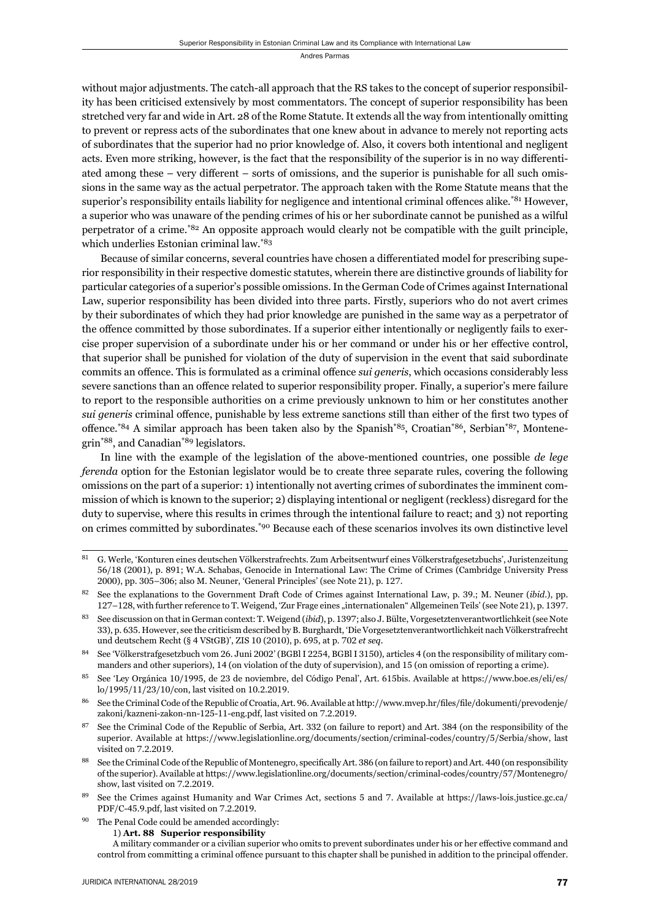without major adjustments. The catch-all approach that the RS takes to the concept of superior responsibility has been criticised extensively by most commentators. The concept of superior responsibility has been stretched very far and wide in Art. 28 of the Rome Statute. It extends all the way from intentionally omitting to prevent or repress acts of the subordinates that one knew about in advance to merely not reporting acts of subordinates that the superior had no prior knowledge of. Also, it covers both intentional and negligent acts. Even more striking, however, is the fact that the responsibility of the superior is in no way differentiated among these – very different – sorts of omissions, and the superior is punishable for all such omissions in the same way as the actual perpetrator. The approach taken with the Rome Statute means that the superior's responsibility entails liability for negligence and intentional criminal offences alike.[81] However, a superior who was unaware of the pending crimes of his or her subordinate cannot be punished as a wilful perpetrator of a crime.[82] An opposite approach would clearly not be compatible with the guilt principle, which underlies Estonian criminal law.[83]

Because of similar concerns, several countries have chosen a differentiated model for prescribing superior responsibility in their respective domestic statutes, wherein there are distinctive grounds of liability for particular categories of a superior's possible omissions. In the German Code of Crimes against International Law, superior responsibility has been divided into three parts. Firstly, superiors who do not avert crimes by their subordinates of which they had prior knowledge are punished in the same way as a perpetrator of the offence committed by those subordinates. If a superior either intentionally or negligently fails to exercise proper supervision of a subordinate under his or her command or under his or her effective control, that superior shall be punished for violation of the duty of supervision in the event that said subordinate commits an offence. This is formulated as a criminal offence *sui generis*, which occasions considerably less severe sanctions than an offence related to superior responsibility proper. Finally, a superior's mere failure to report to the responsible authorities on a crime previously unknown to him or her constitutes another *sui generis* criminal offence, punishable by less extreme sanctions still than either of the first two types of offence.[84] A similar approach has been taken also by the Spanish[85], Croatian[86], Serbian[87], Montenegrin[88], and Canadian[89] legislators.

In line with the example of the legislation of the above-mentioned countries, one possible *de lege ferenda* option for the Estonian legislator would be to create three separate rules, covering the following omissions on the part of a superior: 1) intentionally not averting crimes of subordinates the imminent commission of which is known to the superior; 2) displaying intentional or negligent (reckless) disregard for the duty to supervise, where this results in crimes through the intentional failure to react; and 3) not reporting on crimes committed by subordinates.[90] Because each of these scenarios involves its own distinctive level

---

81 G. Werle, 'Konturen eines deutschen Völkerstrafrechts. Zum Arbeitsentwurf eines Völkerstrafgesetzbuchs', Juristenzeitung 56/18 (2001), p. 891; W.A. Schabas, Genocide in International Law: The Crime of Crimes (Cambridge University Press 2000), pp. 305–306; also M. Neuner, 'General Principles' (see Note 21), p. 127.

82 See the explanations to the Government Draft Code of Crimes against International Law, p. 39.; M. Neuner (*ibid*.), pp. 127–128, with further reference to T. Weigend, 'Zur Frage eines „internationalen" Allgemeinen Teils' (see Note 21), p. 1397.

83 See discussion on that in German context: T. Weigend (*ibid*), p. 1397; also J. Bülte, Vorgesetztenverantwortlichkeit (see Note 33), p. 635. However, see the criticism described by B. Burghardt, 'Die Vorgesetztenverantwortlichkeit nach Völkerstrafrecht und deutschem Recht (§ 4 VStGB)', ZIS 10 (2010), p. 695, at p. 702 *et seq*.

84 See 'Völkerstrafgesetzbuch vom 26. Juni 2002' (BGBl I 2254, BGBl I 3150), articles 4 (on the responsibility of military commanders and other superiors), 14 (on violation of the duty of supervision), and 15 (on omission of reporting a crime).

85 See 'Ley Orgánica 10/1995, de 23 de noviembre, del Código Penal', Art. 615bis. Available at https://www.boe.es/eli/es/lo/1995/11/23/10/con, last visited on 10.2.2019.

86 See the Criminal Code of the Republic of Croatia, Art. 96. Available at http://www.mvep.hr/files/file/dokumenti/prevodenje/zakoni/kazneni-zakon-nn-125-11-eng.pdf, last visited on 7.2.2019.

87 See the Criminal Code of the Republic of Serbia, Art. 332 (on failure to report) and Art. 384 (on the responsibility of the superior. Available at https://www.legislationline.org/documents/section/criminal-codes/country/5/Serbia/show, last visited on 7.2.2019.

88 See the Criminal Code of the Republic of Montenegro, specifically Art. 386 (on failure to report) and Art. 440 (on responsibility of the superior). Available at https://www.legislationline.org/documents/section/criminal-codes/country/57/Montenegro/show, last visited on 7.2.2019.

89 See the Crimes against Humanity and War Crimes Act, sections 5 and 7. Available at https://laws-lois.justice.gc.ca/PDF/C-45.9.pdf, last visited on 7.2.2019.

90 The Penal Code could be amended accordingly:

1) **Art. 88 Superior responsibility**

A military commander or a civilian superior who omits to prevent subordinates under his or her effective command and control from committing a criminal offence pursuant to this chapter shall be punished in addition to the principal offender.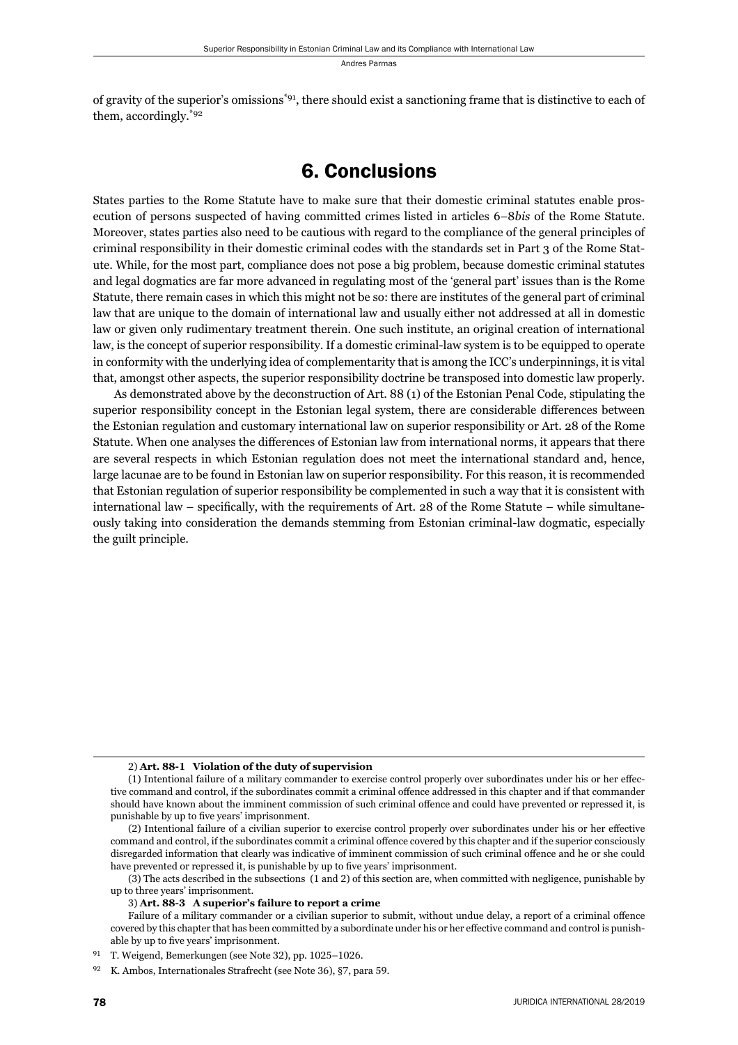of gravity of the superior's omissions[91], there should exist a sanctioning frame that is distinctive to each of them, accordingly.[92]

## 6. Conclusions

States parties to the Rome Statute have to make sure that their domestic criminal statutes enable prosecution of persons suspected of having committed crimes listed in articles 6–8*bis* of the Rome Statute. Moreover, states parties also need to be cautious with regard to the compliance of the general principles of criminal responsibility in their domestic criminal codes with the standards set in Part 3 of the Rome Statute. While, for the most part, compliance does not pose a big problem, because domestic criminal statutes and legal dogmatics are far more advanced in regulating most of the 'general part' issues than is the Rome Statute, there remain cases in which this might not be so: there are institutes of the general part of criminal law that are unique to the domain of international law and usually either not addressed at all in domestic law or given only rudimentary treatment therein. One such institute, an original creation of international law, is the concept of superior responsibility. If a domestic criminal-law system is to be equipped to operate in conformity with the underlying idea of complementarity that is among the ICC's underpinnings, it is vital that, amongst other aspects, the superior responsibility doctrine be transposed into domestic law properly.

As demonstrated above by the deconstruction of Art. 88 (1) of the Estonian Penal Code, stipulating the superior responsibility concept in the Estonian legal system, there are considerable differences between the Estonian regulation and customary international law on superior responsibility or Art. 28 of the Rome Statute. When one analyses the differences of Estonian law from international norms, it appears that there are several respects in which Estonian regulation does not meet the international standard and, hence, large lacunae are to be found in Estonian law on superior responsibility. For this reason, it is recommended that Estonian regulation of superior responsibility be complemented in such a way that it is consistent with international law – specifically, with the requirements of Art. 28 of the Rome Statute – while simultaneously taking into consideration the demands stemming from Estonian criminal-law dogmatic, especially the guilt principle.

---

2) **Art. 88-1 Violation of the duty of supervision**

(1) Intentional failure of a military commander to exercise control properly over subordinates under his or her effective command and control, if the subordinates commit a criminal offence addressed in this chapter and if that commander should have known about the imminent commission of such criminal offence and could have prevented or repressed it, is punishable by up to five years' imprisonment.

(2) Intentional failure of a civilian superior to exercise control properly over subordinates under his or her effective command and control, if the subordinates commit a criminal offence covered by this chapter and if the superior consciously disregarded information that clearly was indicative of imminent commission of such criminal offence and he or she could have prevented or repressed it, is punishable by up to five years' imprisonment.

(3) The acts described in the subsections (1 and 2) of this section are, when committed with negligence, punishable by up to three years' imprisonment.

3) **Art. 88-3 A superior's failure to report a crime**

Failure of a military commander or a civilian superior to submit, without undue delay, a report of a criminal offence covered by this chapter that has been committed by a subordinate under his or her effective command and control is punishable by up to five years' imprisonment.

[91] T. Weigend, Bemerkungen (see Note 32), pp. 1025–1026.

[92] K. Ambos, Internationales Strafrecht (see Note 36), §7, para 59.